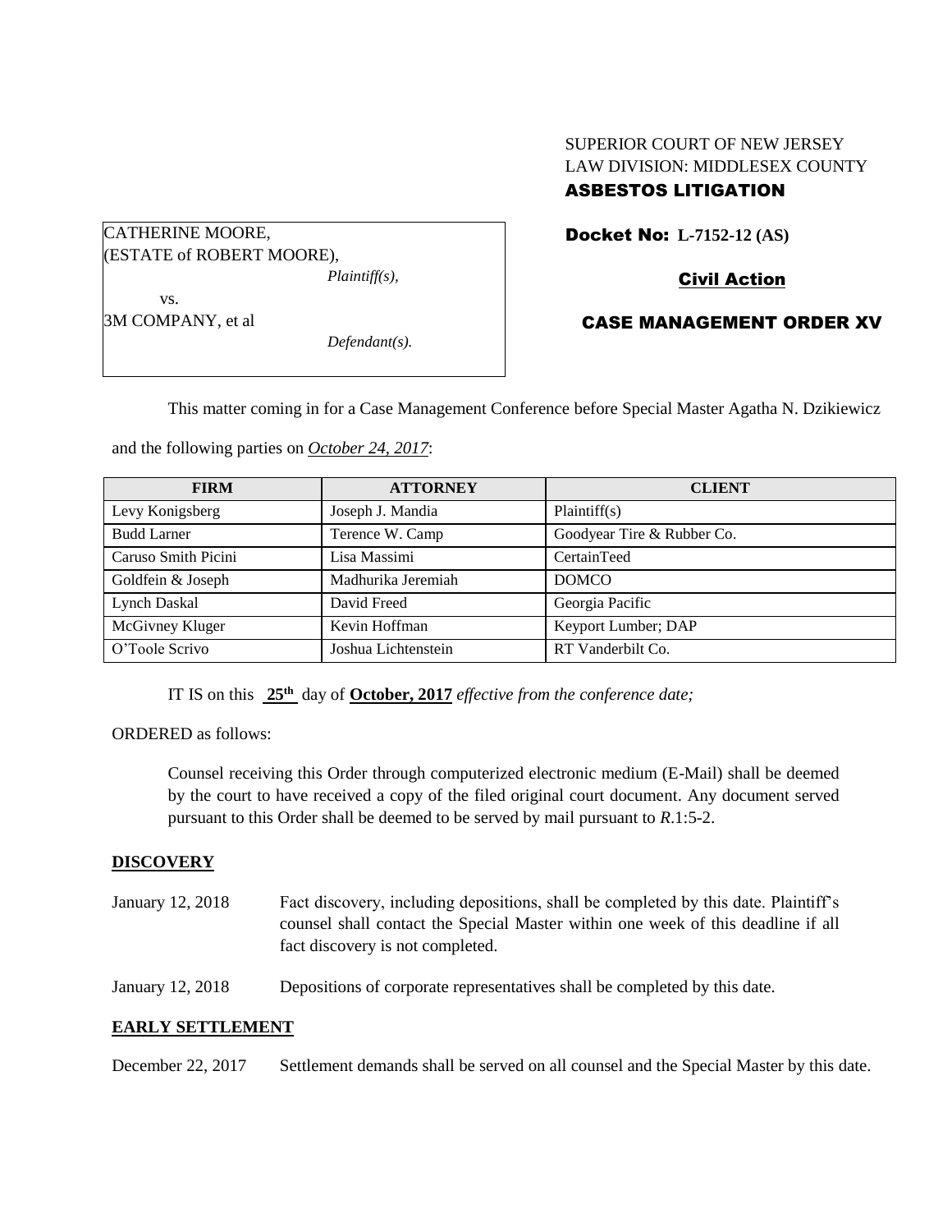SUPERIOR COURT OF NEW JERSEY
LAW DIVISION: MIDDLESEX COUNTY
**ASBESTOS LITIGATION**

CATHERINE MOORE,
(ESTATE of ROBERT MOORE),
*Plaintiff(s),*

vs.

3M COMPANY, et al
*Defendant(s).*

**Docket No: L-7152-12 (AS)**

**Civil Action**

**CASE MANAGEMENT ORDER XV**

This matter coming in for a Case Management Conference before Special Master Agatha N. Dzikiewicz and the following parties on *October 24, 2017*:

| FIRM | ATTORNEY | CLIENT |
|---|---|---|
| Levy Konigsberg | Joseph J. Mandia | Plaintiff(s) |
| Budd Larner | Terence W. Camp | Goodyear Tire & Rubber Co. |
| Caruso Smith Picini | Lisa Massimi | CertainTeed |
| Goldfein & Joseph | Madhurika Jeremiah | DOMCO |
| Lynch Daskal | David Freed | Georgia Pacific |
| McGivney Kluger | Kevin Hoffman | Keyport Lumber; DAP |
| O'Toole Scrivo | Joshua Lichtenstein | RT Vanderbilt Co. |

IT IS on this **25th** day of **October, 2017** *effective from the conference date;*

ORDERED as follows:

Counsel receiving this Order through computerized electronic medium (E-Mail) shall be deemed by the court to have received a copy of the filed original court document. Any document served pursuant to this Order shall be deemed to be served by mail pursuant to *R*.1:5-2.

**DISCOVERY**

January 12, 2018 — Fact discovery, including depositions, shall be completed by this date. Plaintiff's counsel shall contact the Special Master within one week of this deadline if all fact discovery is not completed.

January 12, 2018 — Depositions of corporate representatives shall be completed by this date.

**EARLY SETTLEMENT**

December 22, 2017 — Settlement demands shall be served on all counsel and the Special Master by this date.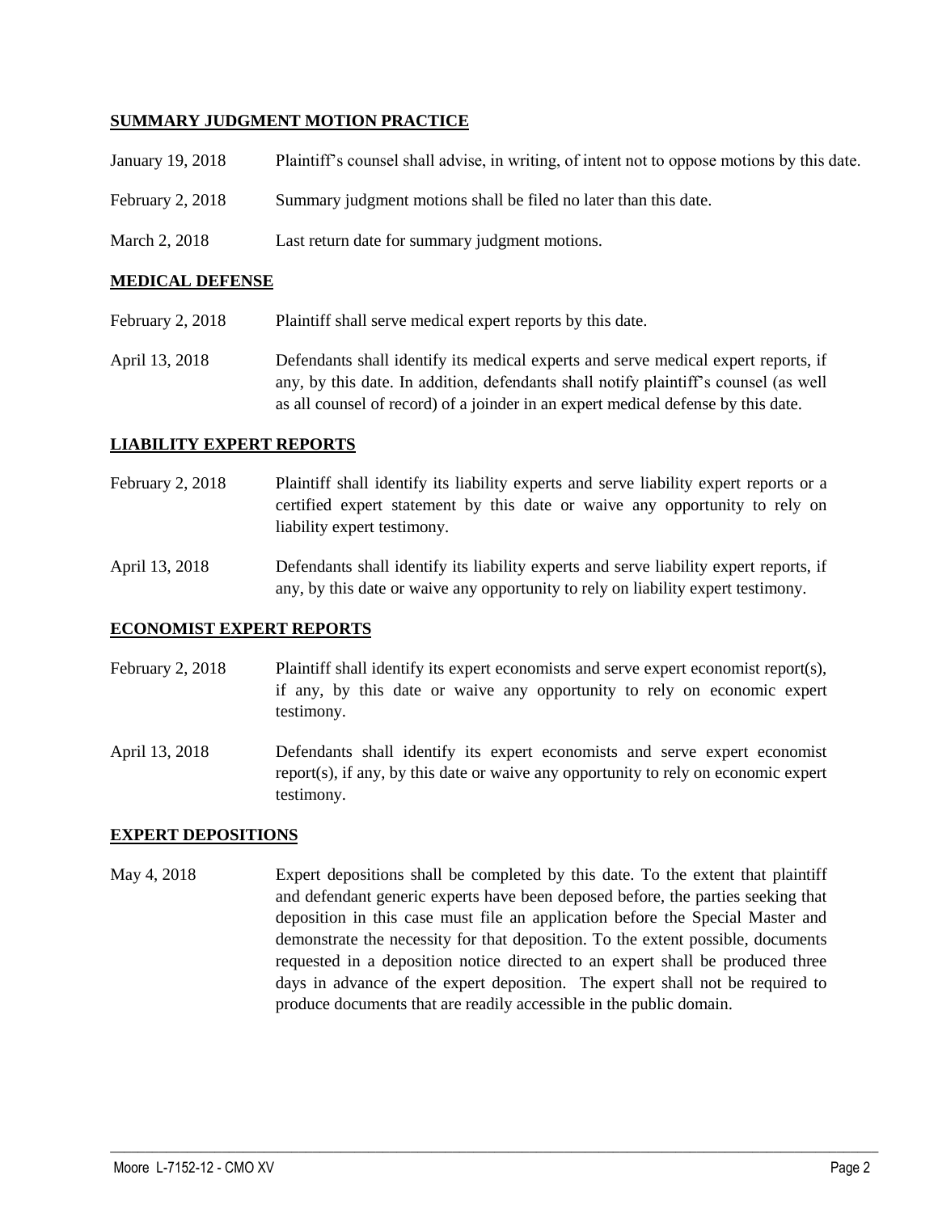**SUMMARY JUDGMENT MOTION PRACTICE**

January 19, 2018 Plaintiff's counsel shall advise, in writing, of intent not to oppose motions by this date.

February 2, 2018 Summary judgment motions shall be filed no later than this date.

March 2, 2018 Last return date for summary judgment motions.

**MEDICAL DEFENSE**

February 2, 2018 Plaintiff shall serve medical expert reports by this date.

April 13, 2018 Defendants shall identify its medical experts and serve medical expert reports, if any, by this date. In addition, defendants shall notify plaintiff's counsel (as well as all counsel of record) of a joinder in an expert medical defense by this date.

**LIABILITY EXPERT REPORTS**

February 2, 2018 Plaintiff shall identify its liability experts and serve liability expert reports or a certified expert statement by this date or waive any opportunity to rely on liability expert testimony.

April 13, 2018 Defendants shall identify its liability experts and serve liability expert reports, if any, by this date or waive any opportunity to rely on liability expert testimony.

**ECONOMIST EXPERT REPORTS**

February 2, 2018 Plaintiff shall identify its expert economists and serve expert economist report(s), if any, by this date or waive any opportunity to rely on economic expert testimony.

April 13, 2018 Defendants shall identify its expert economists and serve expert economist report(s), if any, by this date or waive any opportunity to rely on economic expert testimony.

**EXPERT DEPOSITIONS**

May 4, 2018 Expert depositions shall be completed by this date. To the extent that plaintiff and defendant generic experts have been deposed before, the parties seeking that deposition in this case must file an application before the Special Master and demonstrate the necessity for that deposition. To the extent possible, documents requested in a deposition notice directed to an expert shall be produced three days in advance of the expert deposition. The expert shall not be required to produce documents that are readily accessible in the public domain.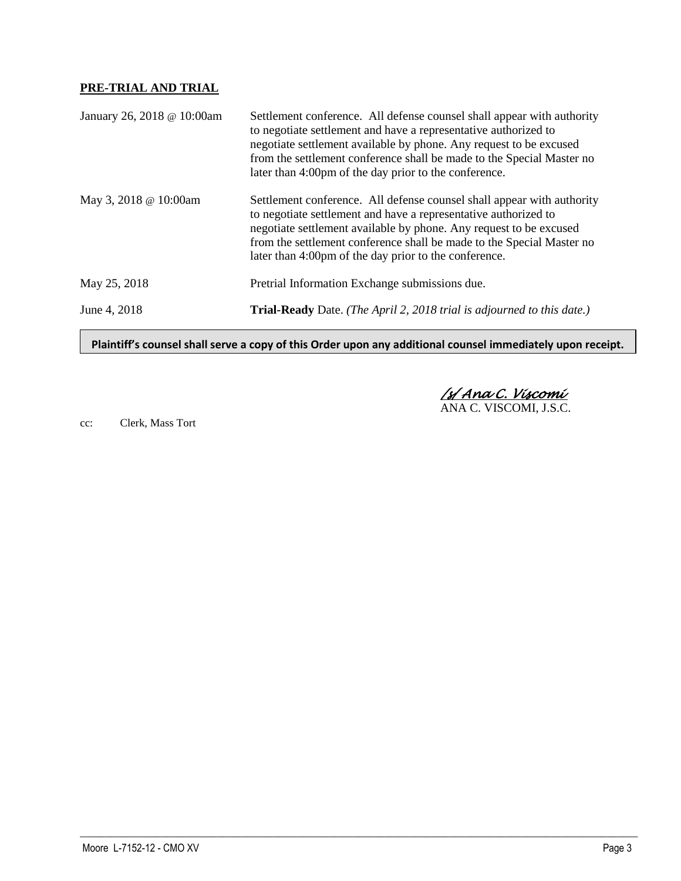**PRE-TRIAL AND TRIAL**

| | |
|---|---|
| January 26, 2018 @ 10:00am | Settlement conference. All defense counsel shall appear with authority to negotiate settlement and have a representative authorized to negotiate settlement available by phone. Any request to be excused from the settlement conference shall be made to the Special Master no later than 4:00pm of the day prior to the conference. |
| May 3, 2018 @ 10:00am | Settlement conference. All defense counsel shall appear with authority to negotiate settlement and have a representative authorized to negotiate settlement available by phone. Any request to be excused from the settlement conference shall be made to the Special Master no later than 4:00pm of the day prior to the conference. |
| May 25, 2018 | Pretrial Information Exchange submissions due. |
| June 4, 2018 | **Trial-Ready** Date. *(The April 2, 2018 trial is adjourned to this date.)* |

**Plaintiff's counsel shall serve a copy of this Order upon any additional counsel immediately upon receipt.**

*/s/ Ana C. Viscomi*
ANA C. VISCOMI, J.S.C.

cc: Clerk, Mass Tort

Moore L-7152-12 - CMO XV